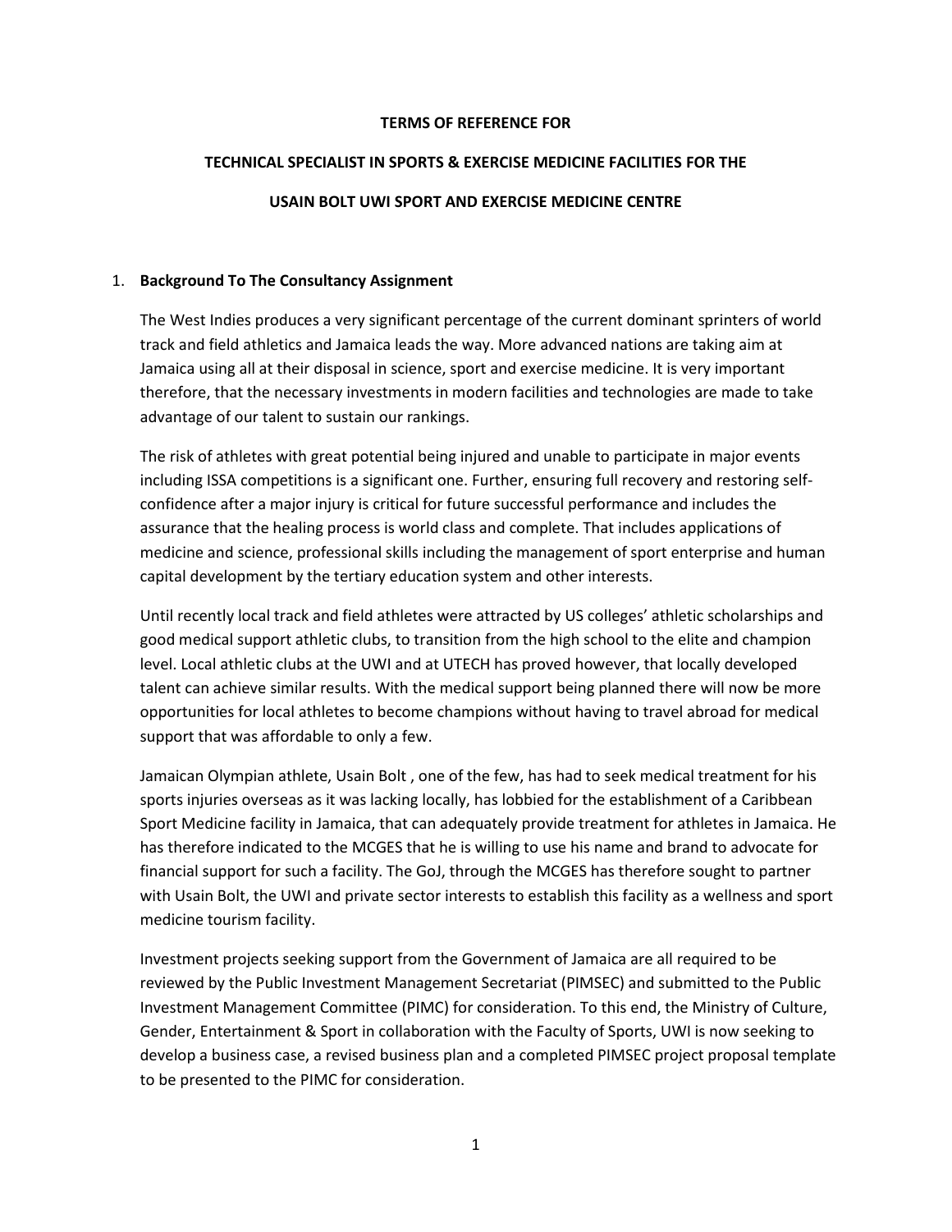**TERMS OF REFERENCE FOR**

**TECHNICAL SPECIALIST IN SPORTS & EXERCISE MEDICINE FACILITIES FOR THE**

**USAIN BOLT UWI SPORT AND EXERCISE MEDICINE CENTRE**

1. **Background To The Consultancy Assignment**

   The West Indies produces a very significant percentage of the current dominant sprinters of world track and field athletics and Jamaica leads the way. More advanced nations are taking aim at Jamaica using all at their disposal in science, sport and exercise medicine. It is very important therefore, that the necessary investments in modern facilities and technologies are made to take advantage of our talent to sustain our rankings.

   The risk of athletes with great potential being injured and unable to participate in major events including ISSA competitions is a significant one. Further, ensuring full recovery and restoring self-confidence after a major injury is critical for future successful performance and includes the assurance that the healing process is world class and complete. That includes applications of medicine and science, professional skills including the management of sport enterprise and human capital development by the tertiary education system and other interests.

   Until recently local track and field athletes were attracted by US colleges' athletic scholarships and good medical support athletic clubs, to transition from the high school to the elite and champion level. Local athletic clubs at the UWI and at UTECH has proved however, that locally developed talent can achieve similar results. With the medical support being planned there will now be more opportunities for local athletes to become champions without having to travel abroad for medical support that was affordable to only a few.

   Jamaican Olympian athlete, Usain Bolt , one of the few, has had to seek medical treatment for his sports injuries overseas as it was lacking locally, has lobbied for the establishment of a Caribbean Sport Medicine facility in Jamaica, that can adequately provide treatment for athletes in Jamaica. He has therefore indicated to the MCGES that he is willing to use his name and brand to advocate for financial support for such a facility. The GoJ, through the MCGES has therefore sought to partner with Usain Bolt, the UWI and private sector interests to establish this facility as a wellness and sport medicine tourism facility.

   Investment projects seeking support from the Government of Jamaica are all required to be reviewed by the Public Investment Management Secretariat (PIMSEC) and submitted to the Public Investment Management Committee (PIMC) for consideration. To this end, the Ministry of Culture, Gender, Entertainment & Sport in collaboration with the Faculty of Sports, UWI is now seeking to develop a business case, a revised business plan and a completed PIMSEC project proposal template to be presented to the PIMC for consideration.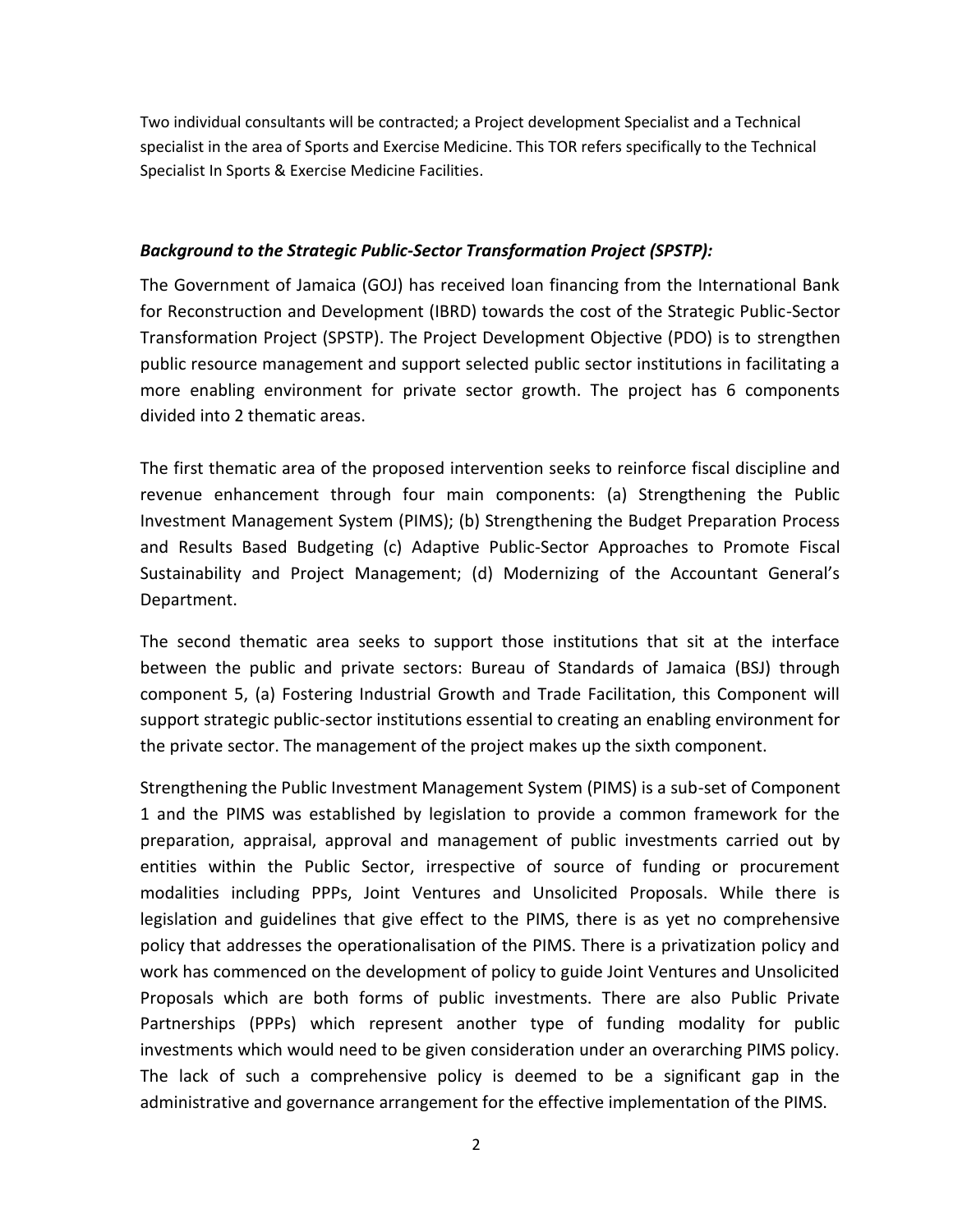Two individual consultants will be contracted; a Project development Specialist and a Technical specialist in the area of Sports and Exercise Medicine. This TOR refers specifically to the Technical Specialist In Sports & Exercise Medicine Facilities.

***Background to the Strategic Public-Sector Transformation Project (SPSTP):***

The Government of Jamaica (GOJ) has received loan financing from the International Bank for Reconstruction and Development (IBRD) towards the cost of the Strategic Public-Sector Transformation Project (SPSTP). The Project Development Objective (PDO) is to strengthen public resource management and support selected public sector institutions in facilitating a more enabling environment for private sector growth. The project has 6 components divided into 2 thematic areas.

The first thematic area of the proposed intervention seeks to reinforce fiscal discipline and revenue enhancement through four main components: (a) Strengthening the Public Investment Management System (PIMS); (b) Strengthening the Budget Preparation Process and Results Based Budgeting (c) Adaptive Public-Sector Approaches to Promote Fiscal Sustainability and Project Management; (d) Modernizing of the Accountant General's Department.

The second thematic area seeks to support those institutions that sit at the interface between the public and private sectors: Bureau of Standards of Jamaica (BSJ) through component 5, (a) Fostering Industrial Growth and Trade Facilitation, this Component will support strategic public-sector institutions essential to creating an enabling environment for the private sector. The management of the project makes up the sixth component.

Strengthening the Public Investment Management System (PIMS) is a sub-set of Component 1 and the PIMS was established by legislation to provide a common framework for the preparation, appraisal, approval and management of public investments carried out by entities within the Public Sector, irrespective of source of funding or procurement modalities including PPPs, Joint Ventures and Unsolicited Proposals. While there is legislation and guidelines that give effect to the PIMS, there is as yet no comprehensive policy that addresses the operationalisation of the PIMS. There is a privatization policy and work has commenced on the development of policy to guide Joint Ventures and Unsolicited Proposals which are both forms of public investments. There are also Public Private Partnerships (PPPs) which represent another type of funding modality for public investments which would need to be given consideration under an overarching PIMS policy. The lack of such a comprehensive policy is deemed to be a significant gap in the administrative and governance arrangement for the effective implementation of the PIMS.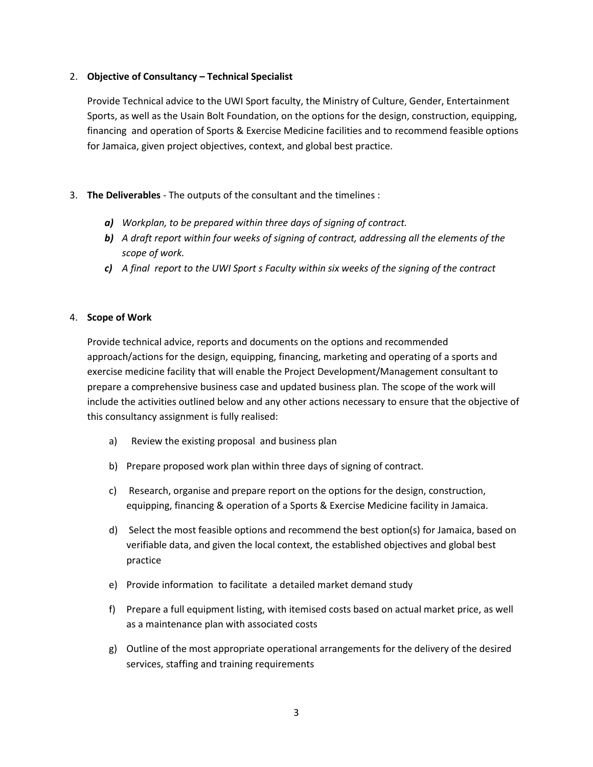2. **Objective of Consultancy – Technical Specialist**

   Provide Technical advice to the UWI Sport faculty, the Ministry of Culture, Gender, Entertainment Sports, as well as the Usain Bolt Foundation, on the options for the design, construction, equipping, financing and operation of Sports & Exercise Medicine facilities and to recommend feasible options for Jamaica, given project objectives, context, and global best practice.

3. **The Deliverables** - The outputs of the consultant and the timelines :

   ***a)*** *Workplan, to be prepared within three days of signing of contract.*

   ***b)*** *A draft report within four weeks of signing of contract, addressing all the elements of the scope of work.*

   ***c)*** *A final report to the UWI Sport s Faculty within six weeks of the signing of the contract*

4. **Scope of Work**

   Provide technical advice, reports and documents on the options and recommended approach/actions for the design, equipping, financing, marketing and operating of a sports and exercise medicine facility that will enable the Project Development/Management consultant to prepare a comprehensive business case and updated business plan. The scope of the work will include the activities outlined below and any other actions necessary to ensure that the objective of this consultancy assignment is fully realised:

   a) Review the existing proposal and business plan

   b) Prepare proposed work plan within three days of signing of contract.

   c) Research, organise and prepare report on the options for the design, construction, equipping, financing & operation of a Sports & Exercise Medicine facility in Jamaica.

   d) Select the most feasible options and recommend the best option(s) for Jamaica, based on verifiable data, and given the local context, the established objectives and global best practice

   e) Provide information to facilitate a detailed market demand study

   f) Prepare a full equipment listing, with itemised costs based on actual market price, as well as a maintenance plan with associated costs

   g) Outline of the most appropriate operational arrangements for the delivery of the desired services, staffing and training requirements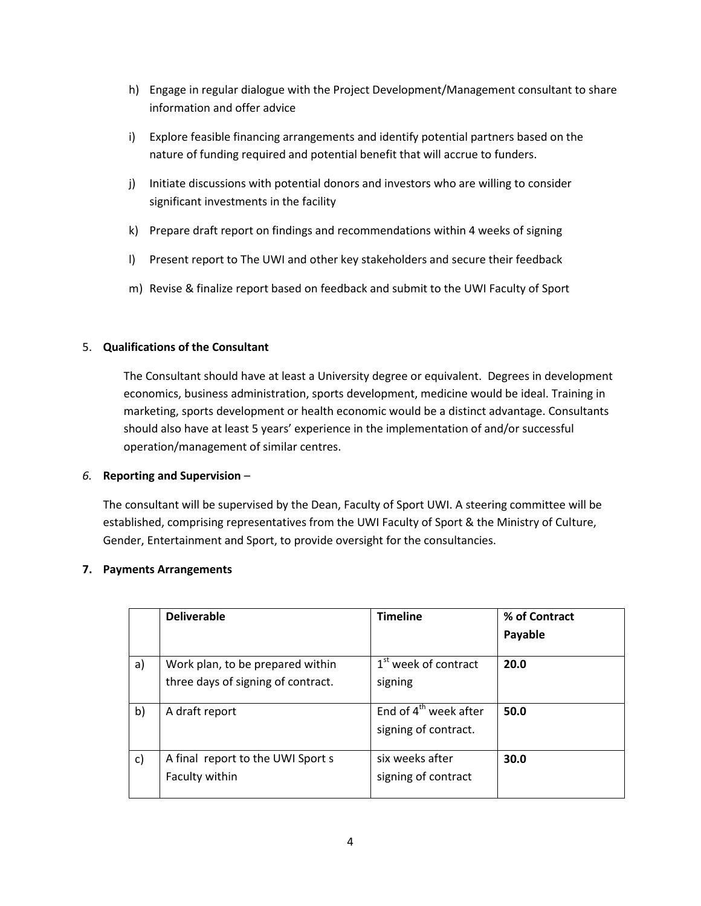h) Engage in regular dialogue with the Project Development/Management consultant to share information and offer advice

i) Explore feasible financing arrangements and identify potential partners based on the nature of funding required and potential benefit that will accrue to funders.

j) Initiate discussions with potential donors and investors who are willing to consider significant investments in the facility

k) Prepare draft report on findings and recommendations within 4 weeks of signing

l) Present report to The UWI and other key stakeholders and secure their feedback

m) Revise & finalize report based on feedback and submit to the UWI Faculty of Sport

5. **Qualifications of the Consultant**

The Consultant should have at least a University degree or equivalent. Degrees in development economics, business administration, sports development, medicine would be ideal. Training in marketing, sports development or health economic would be a distinct advantage. Consultants should also have at least 5 years' experience in the implementation of and/or successful operation/management of similar centres.

*6.* **Reporting and Supervision** –

The consultant will be supervised by the Dean, Faculty of Sport UWI. A steering committee will be established, comprising representatives from the UWI Faculty of Sport & the Ministry of Culture, Gender, Entertainment and Sport, to provide oversight for the consultancies.

**7. Payments Arrangements**

| | **Deliverable** | **Timeline** | **% of Contract Payable** |
|---|---|---|---|
| a) | Work plan, to be prepared within three days of signing of contract. | 1st week of contract signing | **20.0** |
| b) | A draft report | End of 4th week after signing of contract. | **50.0** |
| c) | A final report to the UWI Sport s Faculty within | six weeks after signing of contract | **30.0** |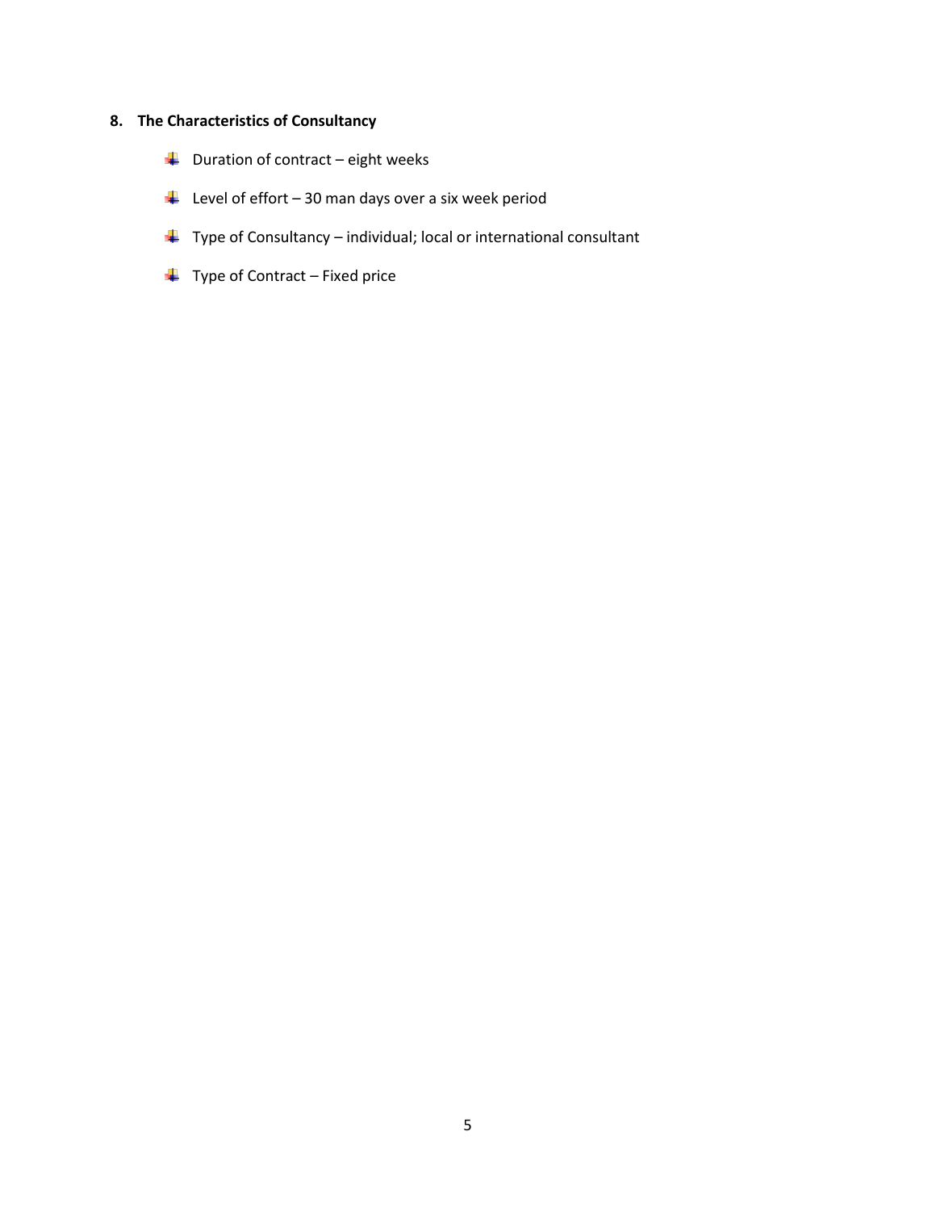## 8. The Characteristics of Consultancy

- Duration of contract – eight weeks
- Level of effort – 30 man days over a six week period
- Type of Consultancy – individual; local or international consultant
- Type of Contract – Fixed price